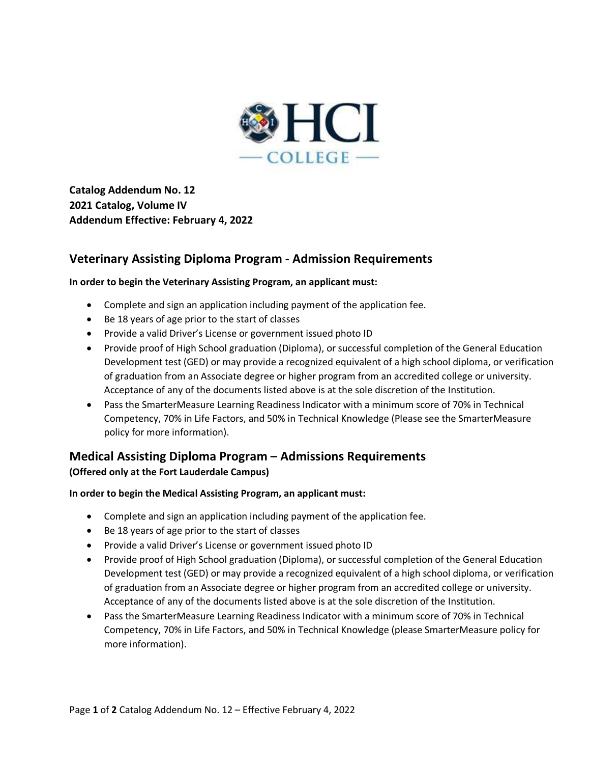**Catalog Addendum No. 12**
**2021 Catalog, Volume IV**
**Addendum Effective: February 4, 2022**

## Veterinary Assisting Diploma Program - Admission Requirements

**In order to begin the Veterinary Assisting Program, an applicant must:**

- Complete and sign an application including payment of the application fee.
- Be 18 years of age prior to the start of classes
- Provide a valid Driver's License or government issued photo ID
- Provide proof of High School graduation (Diploma), or successful completion of the General Education Development test (GED) or may provide a recognized equivalent of a high school diploma, or verification of graduation from an Associate degree or higher program from an accredited college or university. Acceptance of any of the documents listed above is at the sole discretion of the Institution.
- Pass the SmarterMeasure Learning Readiness Indicator with a minimum score of 70% in Technical Competency, 70% in Life Factors, and 50% in Technical Knowledge (Please see the SmarterMeasure policy for more information).

## Medical Assisting Diploma Program – Admissions Requirements

**(Offered only at the Fort Lauderdale Campus)**

**In order to begin the Medical Assisting Program, an applicant must:**

- Complete and sign an application including payment of the application fee.
- Be 18 years of age prior to the start of classes
- Provide a valid Driver's License or government issued photo ID
- Provide proof of High School graduation (Diploma), or successful completion of the General Education Development test (GED) or may provide a recognized equivalent of a high school diploma, or verification of graduation from an Associate degree or higher program from an accredited college or university. Acceptance of any of the documents listed above is at the sole discretion of the Institution.
- Pass the SmarterMeasure Learning Readiness Indicator with a minimum score of 70% in Technical Competency, 70% in Life Factors, and 50% in Technical Knowledge (please SmarterMeasure policy for more information).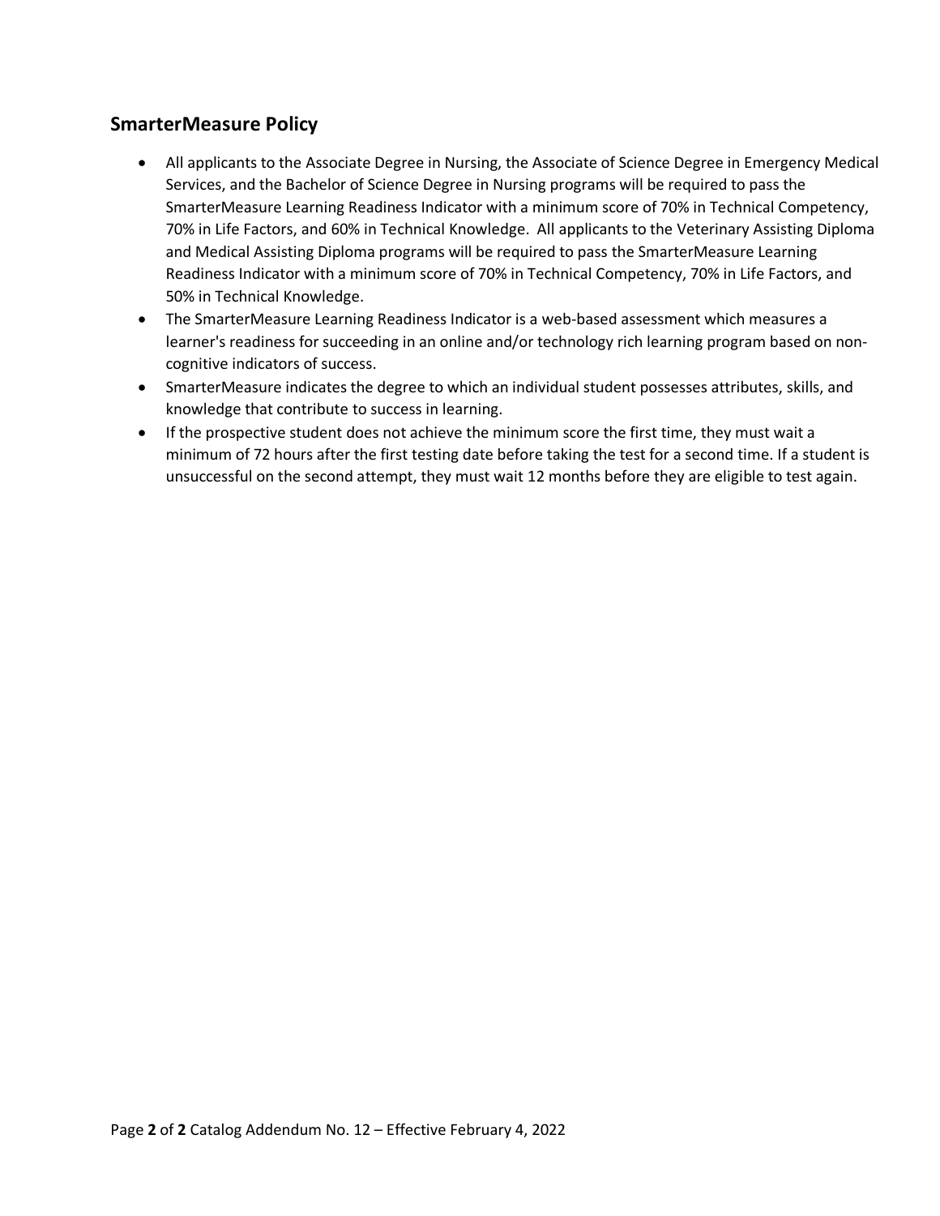## SmarterMeasure Policy

- All applicants to the Associate Degree in Nursing, the Associate of Science Degree in Emergency Medical Services, and the Bachelor of Science Degree in Nursing programs will be required to pass the SmarterMeasure Learning Readiness Indicator with a minimum score of 70% in Technical Competency, 70% in Life Factors, and 60% in Technical Knowledge. All applicants to the Veterinary Assisting Diploma and Medical Assisting Diploma programs will be required to pass the SmarterMeasure Learning Readiness Indicator with a minimum score of 70% in Technical Competency, 70% in Life Factors, and 50% in Technical Knowledge.
- The SmarterMeasure Learning Readiness Indicator is a web-based assessment which measures a learner's readiness for succeeding in an online and/or technology rich learning program based on non-cognitive indicators of success.
- SmarterMeasure indicates the degree to which an individual student possesses attributes, skills, and knowledge that contribute to success in learning.
- If the prospective student does not achieve the minimum score the first time, they must wait a minimum of 72 hours after the first testing date before taking the test for a second time. If a student is unsuccessful on the second attempt, they must wait 12 months before they are eligible to test again.